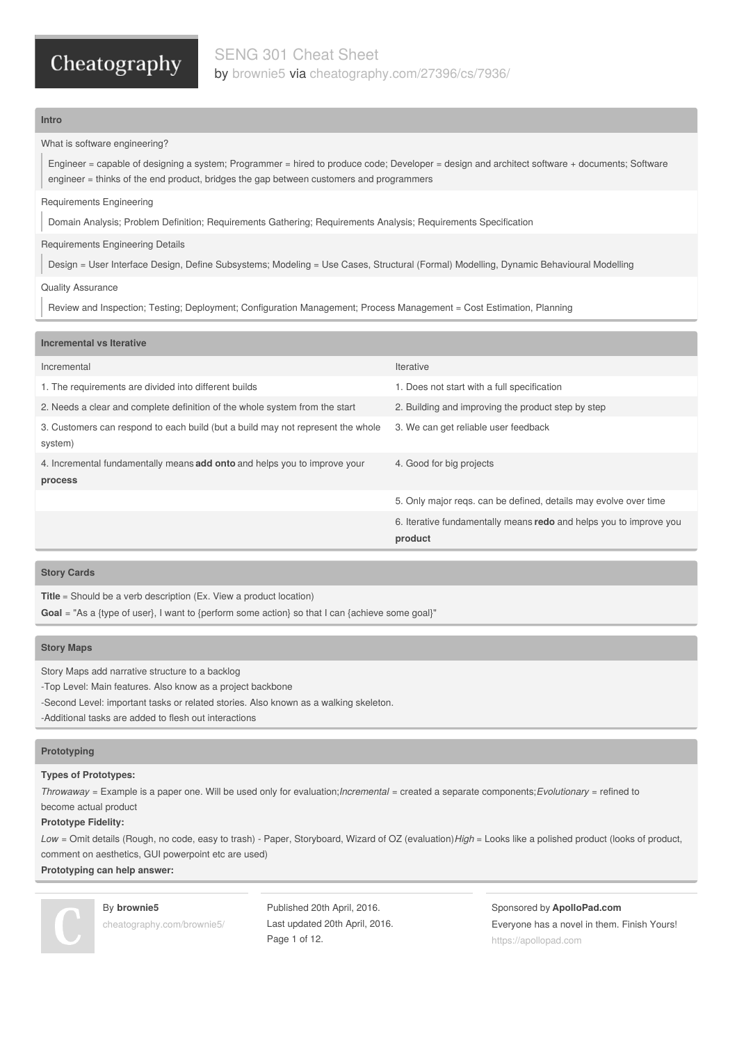# SENG 301 Cheat Sheet

by brownie5 via cheatography.com/27396/cs/7936/

## Intro

What is software engineering?

> Engineer = capable of designing a system; Programmer = hired to produce code; Developer = design and architect software + documents; Software engineer = thinks of the end product, bridges the gap between customers and programmers

Requirements Engineering

> Domain Analysis; Problem Definition; Requirements Gathering; Requirements Analysis; Requirements Specification

Requirements Engineering Details

> Design = User Interface Design, Define Subsystems; Modeling = Use Cases, Structural (Formal) Modelling, Dynamic Behavioural Modelling

Quality Assurance

> Review and Inspection; Testing; Deployment; Configuration Management; Process Management = Cost Estimation, Planning

## Incremental vs Iterative

| Incremental | Iterative |
|---|---|
| 1. The requirements are divided into different builds | 1. Does not start with a full specification |
| 2. Needs a clear and complete definition of the whole system from the start | 2. Building and improving the product step by step |
| 3. Customers can respond to each build (but a build may not represent the whole system) | 3. We can get reliable user feedback |
| 4. Incremental fundamentally means **add onto** and helps you to improve your **process** | 4. Good for big projects |
| | 5. Only major reqs. can be defined, details may evolve over time |
| | 6. Iterative fundamentally means **redo** and helps you to improve you **product** |

## Story Cards

**Title** = Should be a verb description (Ex. View a product location)

**Goal** = "As a {type of user}, I want to {perform some action} so that I can {achieve some goal}"

## Story Maps

Story Maps add narrative structure to a backlog

-Top Level: Main features. Also know as a project backbone

-Second Level: important tasks or related stories. Also known as a walking skeleton.

-Additional tasks are added to flesh out interactions

## Prototyping

**Types of Prototypes:**

*Throwaway* = Example is a paper one. Will be used only for evaluation;*Incremental* = created a separate components;*Evolutionary* = refined to become actual product

**Prototype Fidelity:**

*Low* = Omit details (Rough, no code, easy to trash) - Paper, Storyboard, Wizard of OZ (evaluation)*High* = Looks like a polished product (looks of product, comment on aesthetics, GUI powerpoint etc are used)

**Prototyping can help answer:**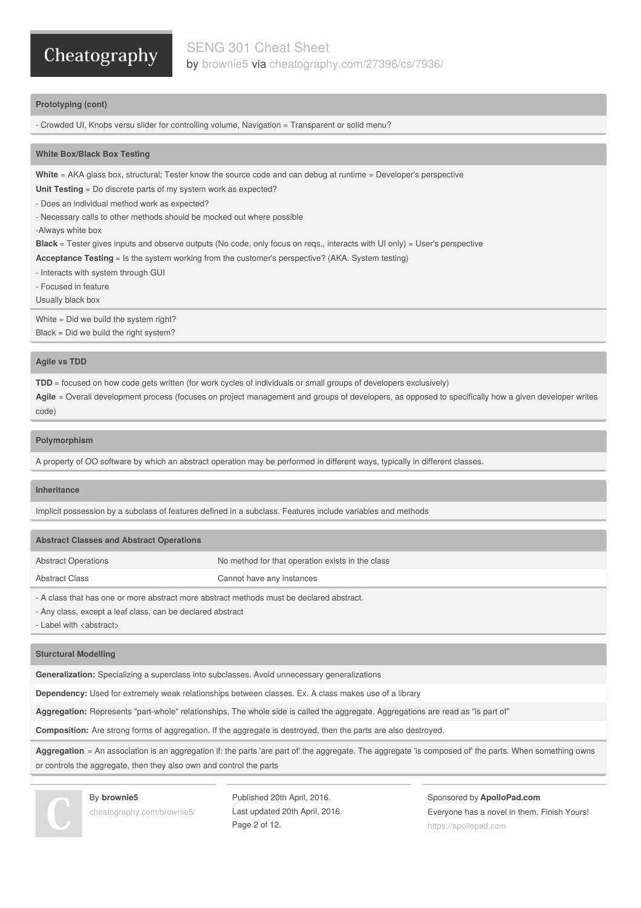### Prototyping (cont)

- Crowded UI, Knobs versu slider for controlling volume, Navigation = Transparent or solid menu?

### White Box/Black Box Testing

**White** = AKA glass box, structural; Tester know the source code and can debug at runtime = Developer's perspective

**Unit Testing** = Do discrete parts of my system work as expected?

- Does an individual method work as expected?
- Necessary calls to other methods should be mocked out where possible

-Always white box

**Black** = Tester gives inputs and observe outputs (No code, only focus on reqs., interacts with UI only) = User's perspective

**Acceptance Testing** = Is the system working from the customer's perspective? (AKA. System testing)

- Interacts with system through GUI
- Focused in feature

Usually black box

White = Did we build the system right?

Black = Did we build the right system?

### Agile vs TDD

**TDD** = focused on how code gets written (for work cycles of individuals or small groups of developers exclusively)

**Agile** = Overall development process (focuses on project management and groups of developers, as opposed to specifically how a given developer writes code)

### Polymorphism

A property of OO software by which an abstract operation may be performed in different ways, typically in different classes.

### Inheritance

Implicit possession by a subclass of features defined in a subclass. Features include variables and methods

### Abstract Classes and Abstract Operations

| | |
|---|---|
| Abstract Operations | No method for that operation exists in the class |
| Abstract Class | Cannot have any instances |

- A class that has one or more abstract more abstract methods must be declared abstract.
- Any class, except a leaf class, can be declared abstract
- Label with <abstract>

### Sturctural Modelling

**Generalization:** Specializing a superclass into subclasses. Avoid unnecessary generalizations

**Dependency:** Used for extremely weak relationships between classes. Ex. A class makes use of a library

**Aggregation:** Represents "part-whole" relationships. The whole side is called the aggregate. Aggregations are read as "is part of"

**Composition:** Are strong forms of aggregation. If the aggregate is destroyed, then the parts are also destroyed.

**Aggregation** = An association is an aggregation if: the parts 'are part of' the aggregate. The aggregate 'is composed of' the parts. When something owns or controls the aggregate, then they also own and control the parts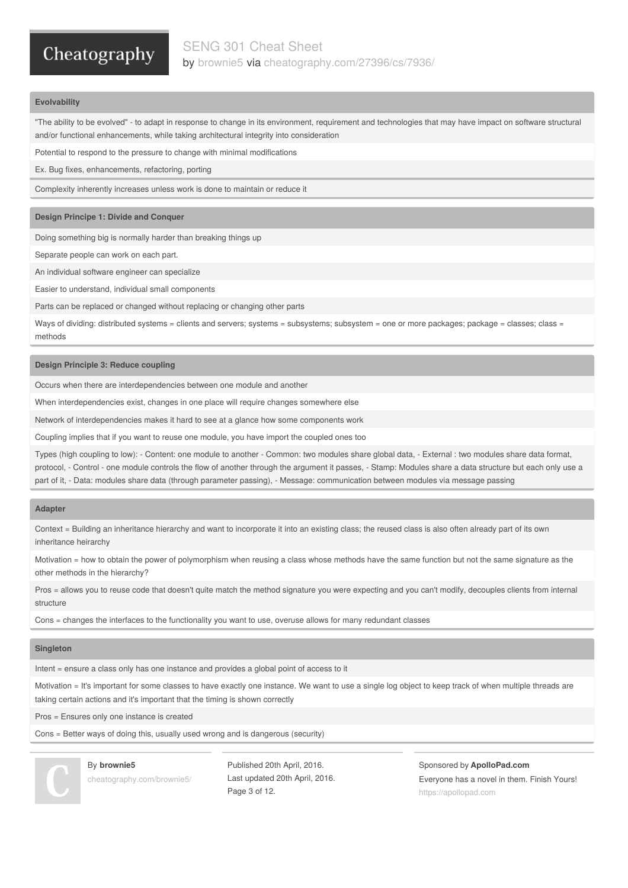### Evolvability

"The ability to be evolved" - to adapt in response to change in its environment, requirement and technologies that may have impact on software structural and/or functional enhancements, while taking architectural integrity into consideration

Potential to respond to the pressure to change with minimal modifications

Ex. Bug fixes, enhancements, refactoring, porting

Complexity inherently increases unless work is done to maintain or reduce it

### Design Principle 1: Divide and Conquer

Doing something big is normally harder than breaking things up

Separate people can work on each part.

An individual software engineer can specialize

Easier to understand, individual small components

Parts can be replaced or changed without replacing or changing other parts

Ways of dividing: distributed systems = clients and servers; systems = subsystems; subsystem = one or more packages; package = classes; class = methods

### Design Principle 3: Reduce coupling

Occurs when there are interdependencies between one module and another

When interdependencies exist, changes in one place will require changes somewhere else

Network of interdependencies makes it hard to see at a glance how some components work

Coupling implies that if you want to reuse one module, you have import the coupled ones too

Types (high coupling to low): - Content: one module to another - Common: two modules share global data, - External : two modules share data format, protocol, - Control - one module controls the flow of another through the argument it passes, - Stamp: Modules share a data structure but each only use a part of it, - Data: modules share data (through parameter passing), - Message: communication between modules via message passing

### Adapter

Context = Building an inheritance hierarchy and want to incorporate it into an existing class; the reused class is also often already part of its own inheritance heirarchy

Motivation = how to obtain the power of polymorphism when reusing a class whose methods have the same function but not the same signature as the other methods in the hierarchy?

Pros = allows you to reuse code that doesn't quite match the method signature you were expecting and you can't modify, decouples clients from internal structure

Cons = changes the interfaces to the functionality you want to use, overuse allows for many redundant classes

### Singleton

Intent = ensure a class only has one instance and provides a global point of access to it

Motivation = It's important for some classes to have exactly one instance. We want to use a single log object to keep track of when multiple threads are taking certain actions and it's important that the timing is shown correctly

Pros = Ensures only one instance is created

Cons = Better ways of doing this, usually used wrong and is dangerous (security)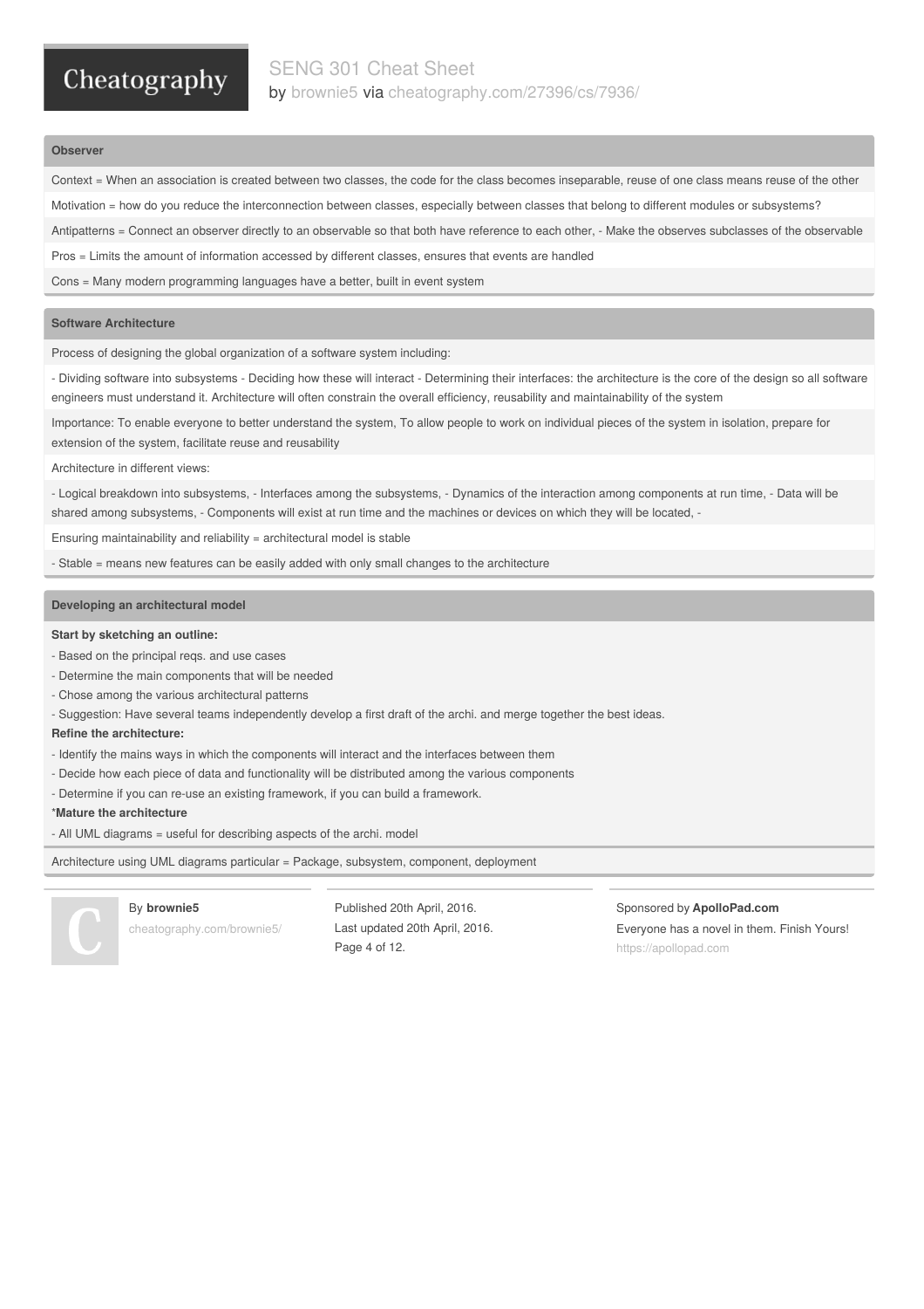## Observer

Context = When an association is created between two classes, the code for the class becomes inseparable, reuse of one class means reuse of the other

Motivation = how do you reduce the interconnection between classes, especially between classes that belong to different modules or subsystems?

Antipatterns = Connect an observer directly to an observable so that both have reference to each other, - Make the observes subclasses of the observable

Pros = Limits the amount of information accessed by different classes, ensures that events are handled

Cons = Many modern programming languages have a better, built in event system

## Software Architecture

Process of designing the global organization of a software system including:

- Dividing software into subsystems - Deciding how these will interact - Determining their interfaces: the architecture is the core of the design so all software engineers must understand it. Architecture will often constrain the overall efficiency, reusability and maintainability of the system

Importance: To enable everyone to better understand the system, To allow people to work on individual pieces of the system in isolation, prepare for extension of the system, facilitate reuse and reusability

Architecture in different views:

- Logical breakdown into subsystems, - Interfaces among the subsystems, - Dynamics of the interaction among components at run time, - Data will be shared among subsystems, - Components will exist at run time and the machines or devices on which they will be located, -

Ensuring maintainability and reliability = architectural model is stable

- Stable = means new features can be easily added with only small changes to the architecture

## Developing an architectural model

**Start by sketching an outline:**

- Based on the principal reqs. and use cases
- Determine the main components that will be needed
- Chose among the various architectural patterns
- Suggestion: Have several teams independently develop a first draft of the archi. and merge together the best ideas.

**Refine the architecture:**

- Identify the mains ways in which the components will interact and the interfaces between them
- Decide how each piece of data and functionality will be distributed among the various components
- Determine if you can re-use an existing framework, if you can build a framework.

*__Mature the architecture__

- All UML diagrams = useful for describing aspects of the archi. model

Architecture using UML diagrams particular = Package, subsystem, component, deployment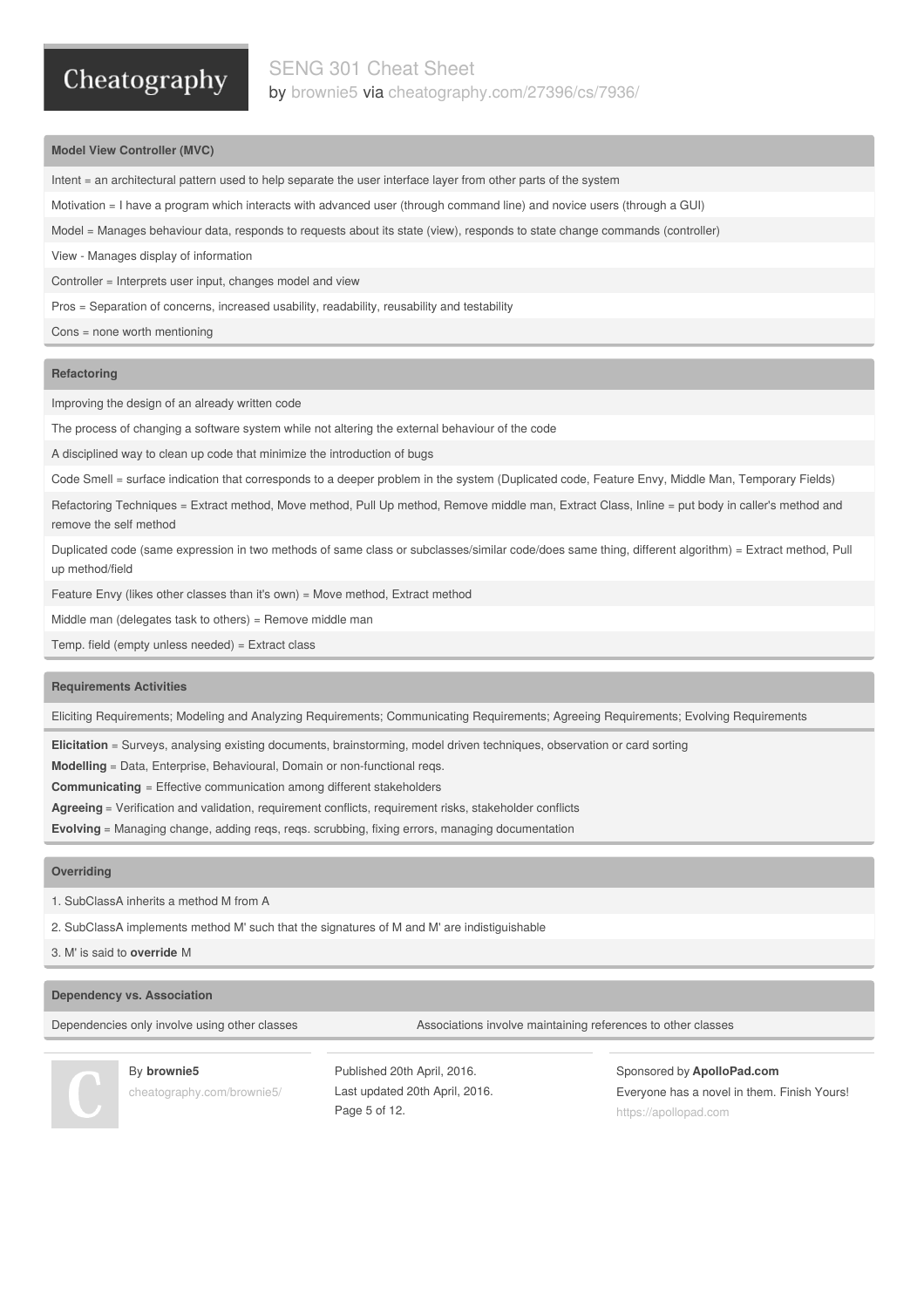## Model View Controller (MVC)

Intent = an architectural pattern used to help separate the user interface layer from other parts of the system

Motivation = I have a program which interacts with advanced user (through command line) and novice users (through a GUI)

Model = Manages behaviour data, responds to requests about its state (view), responds to state change commands (controller)

View - Manages display of information

Controller = Interprets user input, changes model and view

Pros = Separation of concerns, increased usability, readability, reusability and testability

Cons = none worth mentioning

## Refactoring

Improving the design of an already written code

The process of changing a software system while not altering the external behaviour of the code

A disciplined way to clean up code that minimize the introduction of bugs

Code Smell = surface indication that corresponds to a deeper problem in the system (Duplicated code, Feature Envy, Middle Man, Temporary Fields)

Refactoring Techniques = Extract method, Move method, Pull Up method, Remove middle man, Extract Class, Inline = put body in caller's method and remove the self method

Duplicated code (same expression in two methods of same class or subclasses/similar code/does same thing, different algorithm) = Extract method, Pull up method/field

Feature Envy (likes other classes than it's own) = Move method, Extract method

Middle man (delegates task to others) = Remove middle man

Temp. field (empty unless needed) = Extract class

## Requirements Activities

Eliciting Requirements; Modeling and Analyzing Requirements; Communicating Requirements; Agreeing Requirements; Evolving Requirements

**Elicitation** = Surveys, analysing existing documents, brainstorming, model driven techniques, observation or card sorting

**Modelling** = Data, Enterprise, Behavioural, Domain or non-functional reqs.

**Communicating** = Effective communication among different stakeholders

**Agreeing** = Verification and validation, requirement conflicts, requirement risks, stakeholder conflicts

**Evolving** = Managing change, adding reqs, reqs. scrubbing, fixing errors, managing documentation

## Overriding

1. SubClassA inherits a method M from A
2. SubClassA implements method M' such that the signatures of M and M' are indistiguishable
3. M' is said to **override** M

## Dependency vs. Association

| Dependencies only involve using other classes | Associations involve maintaining references to other classes |
|---|---|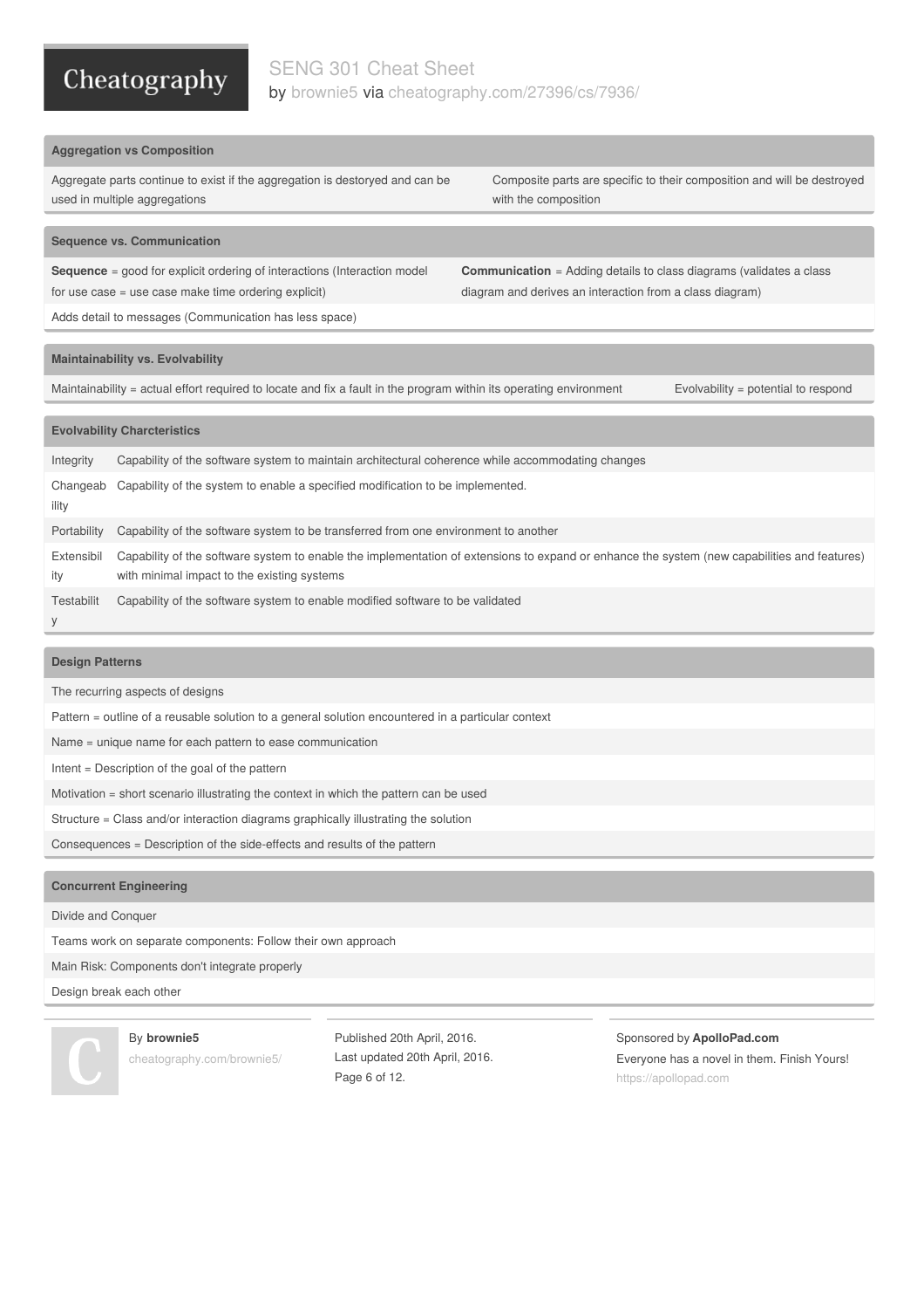# SENG 301 Cheat Sheet

by brownie5 via cheatography.com/27396/cs/7936/

## Aggregation vs Composition

| Aggregate parts continue to exist if the aggregation is destoryed and can be used in multiple aggregations | Composite parts are specific to their composition and will be destroyed with the composition |
|---|---|

## Sequence vs. Communication

| **Sequence** = good for explicit ordering of interactions (Interaction model for use case = use case make time ordering explicit) | **Communication** = Adding details to class diagrams (validates a class diagram and derives an interaction from a class diagram) |
|---|---|
| Adds detail to messages (Communication has less space) | |

## Maintainability vs. Evolvability

| Maintainability = actual effort required to locate and fix a fault in the program within its operating environment | Evolvability = potential to respond |
|---|---|

## Evolvability Charcteristics

| | |
|---|---|
| Integrity | Capability of the software system to maintain architectural coherence while accommodating changes |
| Changeability | Capability of the system to enable a specified modification to be implemented. |
| Portability | Capability of the software system to be transferred from one environment to another |
| Extensibility | Capability of the software system to enable the implementation of extensions to expand or enhance the system (new capabilities and features) with minimal impact to the existing systems |
| Testability | Capability of the software system to enable modified software to be validated |

## Design Patterns

- The recurring aspects of designs
- Pattern = outline of a reusable solution to a general solution encountered in a particular context
- Name = unique name for each pattern to ease communication
- Intent = Description of the goal of the pattern
- Motivation = short scenario illustrating the context in which the pattern can be used
- Structure = Class and/or interaction diagrams graphically illustrating the solution
- Consequences = Description of the side-effects and results of the pattern

## Concurrent Engineering

- Divide and Conquer
- Teams work on separate components: Follow their own approach
- Main Risk: Components don't integrate properly
- Design break each other

By **brownie5**
cheatography.com/brownie5/

Published 20th April, 2016.
Last updated 20th April, 2016.

Sponsored by **ApolloPad.com**
Everyone has a novel in them. Finish Yours!
https://apollopad.com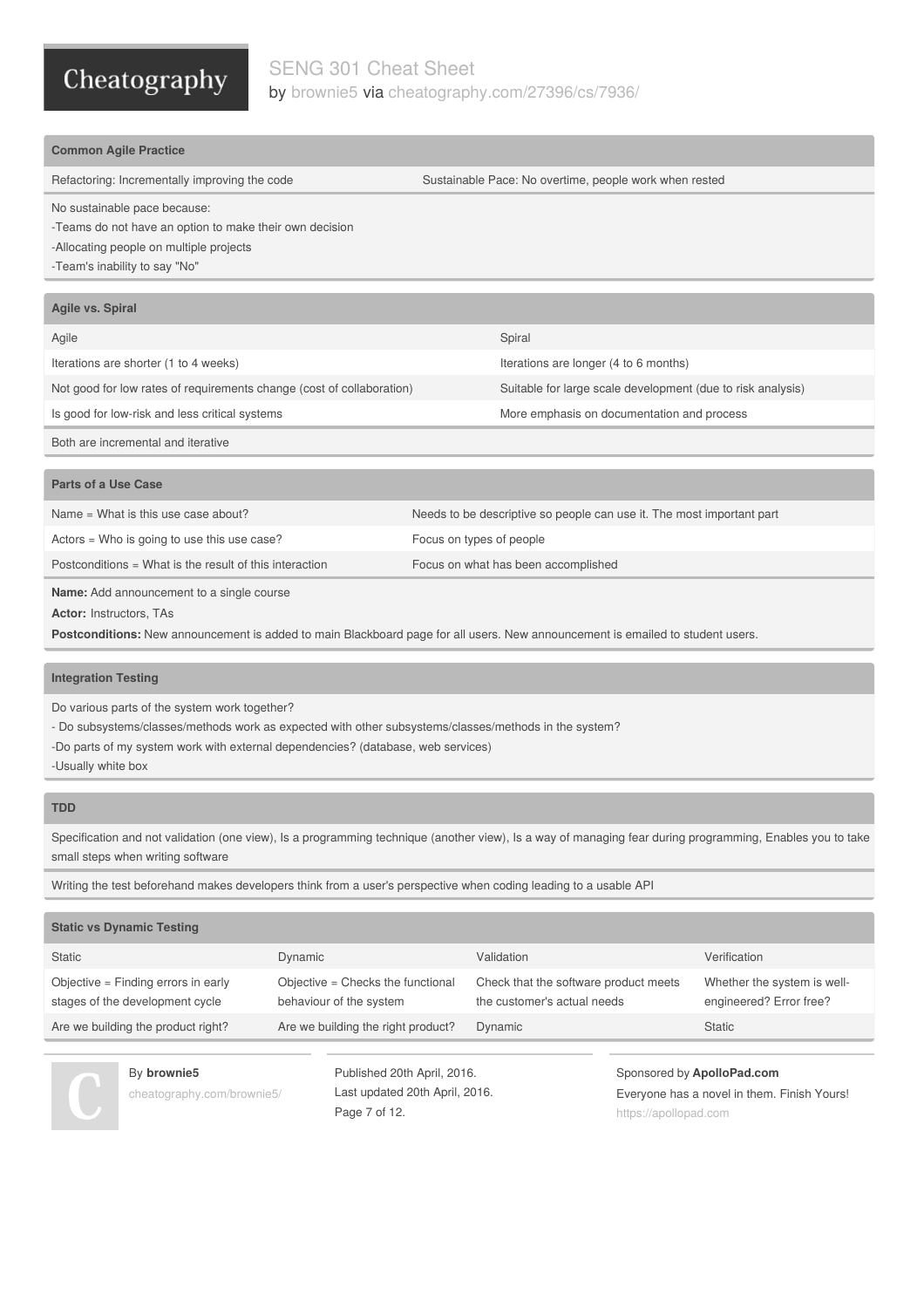## Common Agile Practice

| | |
|---|---|
| Refactoring: Incrementally improving the code | Sustainable Pace: No overtime, people work when rested |

No sustainable pace because:
-Teams do not have an option to make their own decision
-Allocating people on multiple projects
-Team's inability to say "No"

## Agile vs. Spiral

| Agile | Spiral |
|---|---|
| Iterations are shorter (1 to 4 weeks) | Iterations are longer (4 to 6 months) |
| Not good for low rates of requirements change (cost of collaboration) | Suitable for large scale development (due to risk analysis) |
| Is good for low-risk and less critical systems | More emphasis on documentation and process |

Both are incremental and iterative

## Parts of a Use Case

| | |
|---|---|
| Name = What is this use case about? | Needs to be descriptive so people can use it. The most important part |
| Actors = Who is going to use this use case? | Focus on types of people |
| Postconditions = What is the result of this interaction | Focus on what has been accomplished |

**Name:** Add announcement to a single course
**Actor:** Instructors, TAs
**Postconditions:** New announcement is added to main Blackboard page for all users. New announcement is emailed to student users.

## Integration Testing

Do various parts of the system work together?
- Do subsystems/classes/methods work as expected with other subsystems/classes/methods in the system?
-Do parts of my system work with external dependencies? (database, web services)
-Usually white box

## TDD

Specification and not validation (one view), Is a programming technique (another view), Is a way of managing fear during programming, Enables you to take small steps when writing software

Writing the test beforehand makes developers think from a user's perspective when coding leading to a usable API

## Static vs Dynamic Testing

| Static | Dynamic | Validation | Verification |
|---|---|---|---|
| Objective = Finding errors in early stages of the development cycle | Objective = Checks the functional behaviour of the system | Check that the software product meets the customer's actual needs | Whether the system is well-engineered? Error free? |
| Are we building the product right? | Are we building the right product? | Dynamic | Static |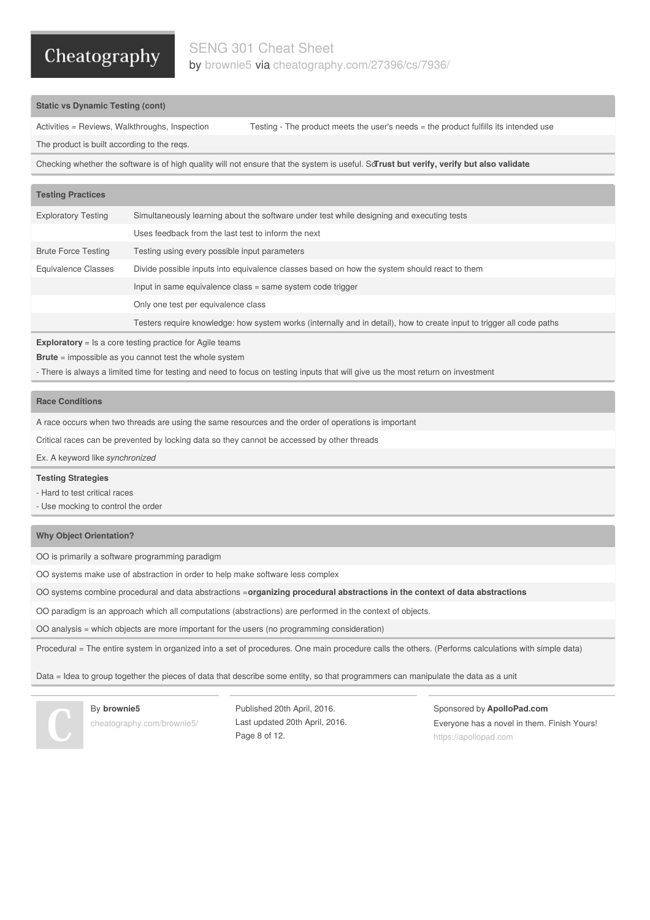## Static vs Dynamic Testing (cont)

| | |
|---|---|
| Activities = Reviews, Walkthroughs, Inspection | Testing - The product meets the user's needs = the product fulfills its intended use |
| The product is built according to the reqs. | |

Checking whether the software is of high quality will not ensure that the system is useful. So **Trust but verify, verify but also validate**

## Testing Practices

| | |
|---|---|
| Exploratory Testing | Simultaneously learning about the software under test while designing and executing tests |
| | Uses feedback from the last test to inform the next |
| Brute Force Testing | Testing using every possible input parameters |
| Equivalence Classes | Divide possible inputs into equivalence classes based on how the system should react to them |
| | Input in same equivalence class = same system code trigger |
| | Only one test per equivalence class |
| | Testers require knowledge: how system works (internally and in detail), how to create input to trigger all code paths |

**Exploratory** = Is a core testing practice for Agile teams

**Brute** = impossible as you cannot test the whole system

- There is always a limited time for testing and need to focus on testing inputs that will give us the most return on investment

## Race Conditions

A race occurs when two threads are using the same resources and the order of operations is important

Critical races can be prevented by locking data so they cannot be accessed by other threads

Ex. A keyword like *synchronized*

**Testing Strategies**

- Hard to test critical races
- Use mocking to control the order

## Why Object Orientation?

OO is primarily a software programming paradigm

OO systems make use of abstraction in order to help make software less complex

OO systems combine procedural and data abstractions = **organizing procedural abstractions in the context of data abstractions**

OO paradigm is an approach which all computations (abstractions) are performed in the context of objects.

OO analysis = which objects are more important for the users (no programming consideration)

Procedural = The entire system in organized into a set of procedures. One main procedure calls the others. (Performs calculations with simple data)

Data = Idea to group together the pieces of data that describe some entity, so that programmers can manipulate the data as a unit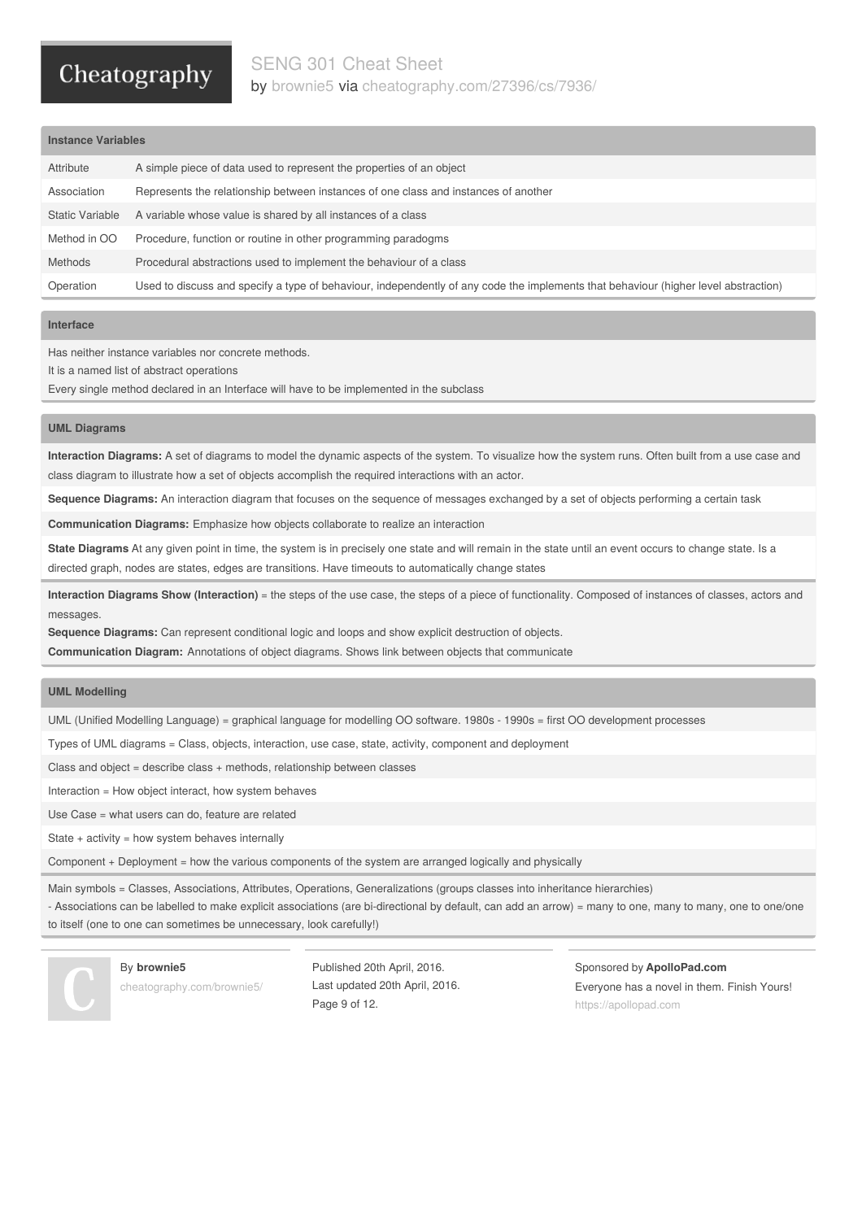## Instance Variables

| | |
|---|---|
| Attribute | A simple piece of data used to represent the properties of an object |
| Association | Represents the relationship between instances of one class and instances of another |
| Static Variable | A variable whose value is shared by all instances of a class |
| Method in OO | Procedure, function or routine in other programming paradogms |
| Methods | Procedural abstractions used to implement the behaviour of a class |
| Operation | Used to discuss and specify a type of behaviour, independently of any code the implements that behaviour (higher level abstraction) |

## Interface

Has neither instance variables nor concrete methods.
It is a named list of abstract operations
Every single method declared in an Interface will have to be implemented in the subclass

## UML Diagrams

**Interaction Diagrams:** A set of diagrams to model the dynamic aspects of the system. To visualize how the system runs. Often built from a use case and class diagram to illustrate how a set of objects accomplish the required interactions with an actor.

**Sequence Diagrams:** An interaction diagram that focuses on the sequence of messages exchanged by a set of objects performing a certain task

**Communication Diagrams:** Emphasize how objects collaborate to realize an interaction

**State Diagrams** At any given point in time, the system is in precisely one state and will remain in the state until an event occurs to change state. Is a directed graph, nodes are states, edges are transitions. Have timeouts to automatically change states

**Interaction Diagrams Show (Interaction)** = the steps of the use case, the steps of a piece of functionality. Composed of instances of classes, actors and messages.
**Sequence Diagrams:** Can represent conditional logic and loops and show explicit destruction of objects.
**Communication Diagram:** Annotations of object diagrams. Shows link between objects that communicate

## UML Modelling

UML (Unified Modelling Language) = graphical language for modelling OO software. 1980s - 1990s = first OO development processes

Types of UML diagrams = Class, objects, interaction, use case, state, activity, component and deployment

Class and object = describe class + methods, relationship between classes

Interaction = How object interact, how system behaves

Use Case = what users can do, feature are related

State + activity = how system behaves internally

Component + Deployment = how the various components of the system are arranged logically and physically

Main symbols = Classes, Associations, Attributes, Operations, Generalizations (groups classes into inheritance hierarchies)
- Associations can be labelled to make explicit associations (are bi-directional by default, can add an arrow) = many to one, many to many, one to one/one to itself (one to one can sometimes be unnecessary, look carefully!)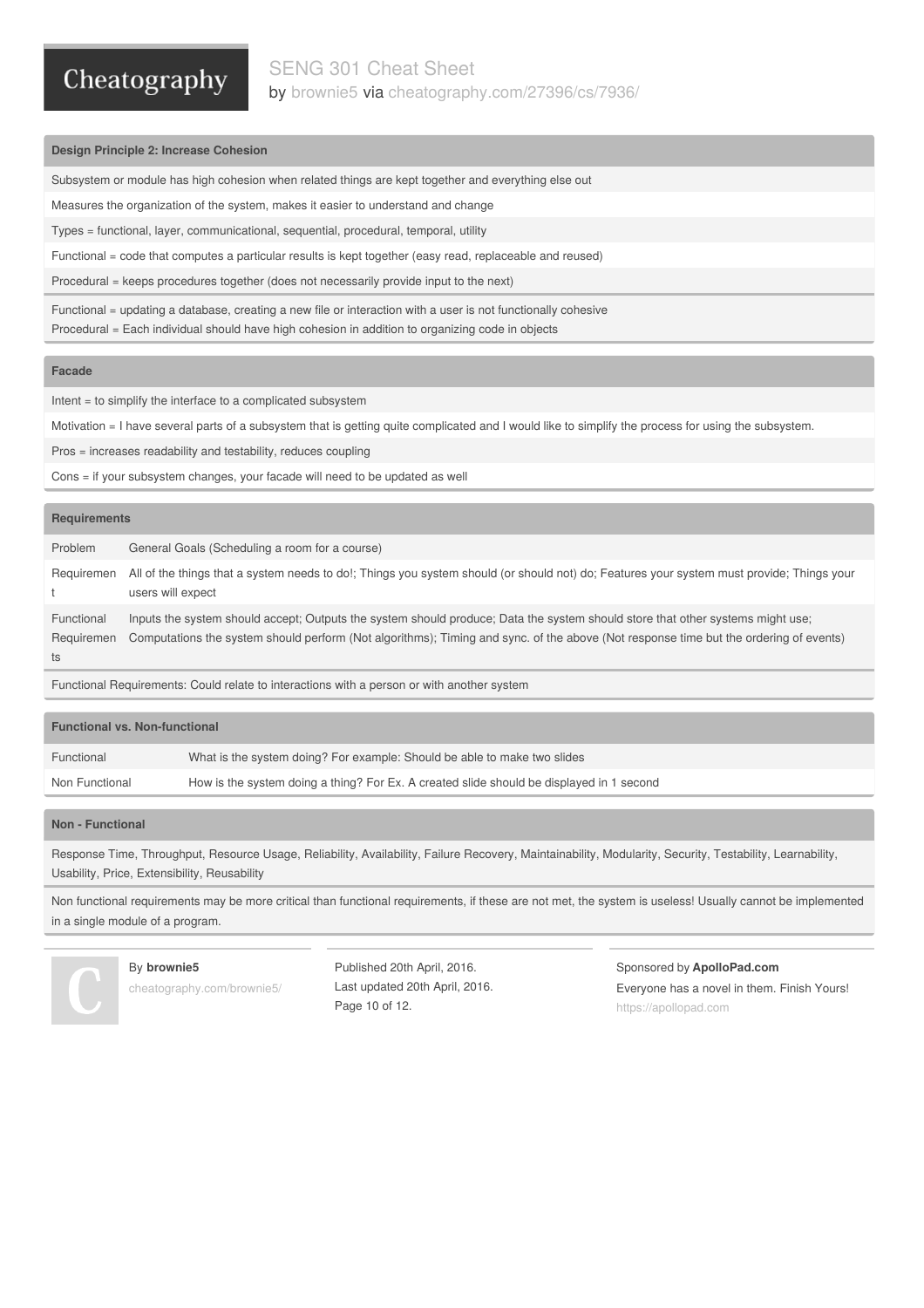## Design Principle 2: Increase Cohesion

Subsystem or module has high cohesion when related things are kept together and everything else out

Measures the organization of the system, makes it easier to understand and change

Types = functional, layer, communicational, sequential, procedural, temporal, utility

Functional = code that computes a particular results is kept together (easy read, replaceable and reused)

Procedural = keeps procedures together (does not necessarily provide input to the next)

Functional = updating a database, creating a new file or interaction with a user is not functionally cohesive
Procedural = Each individual should have high cohesion in addition to organizing code in objects

## Facade

Intent = to simplify the interface to a complicated subsystem

Motivation = I have several parts of a subsystem that is getting quite complicated and I would like to simplify the process for using the subsystem.

Pros = increases readability and testability, reduces coupling

Cons = if your subsystem changes, your facade will need to be updated as well

## Requirements

| | |
|---|---|
| Problem | General Goals (Scheduling a room for a course) |
| Requirement | All of the things that a system needs to do!; Things you system should (or should not) do; Features your system must provide; Things your users will expect |
| Functional Requirements | Inputs the system should accept; Outputs the system should produce; Data the system should store that other systems might use; Computations the system should perform (Not algorithms); Timing and sync. of the above (Not response time but the ordering of events) |

Functional Requirements: Could relate to interactions with a person or with another system

## Functional vs. Non-functional

| | |
|---|---|
| Functional | What is the system doing? For example: Should be able to make two slides |
| Non Functional | How is the system doing a thing? For Ex. A created slide should be displayed in 1 second |

## Non - Functional

Response Time, Throughput, Resource Usage, Reliability, Availability, Failure Recovery, Maintainability, Modularity, Security, Testability, Learnability, Usability, Price, Extensibility, Reusability

Non functional requirements may be more critical than functional requirements, if these are not met, the system is useless! Usually cannot be implemented in a single module of a program.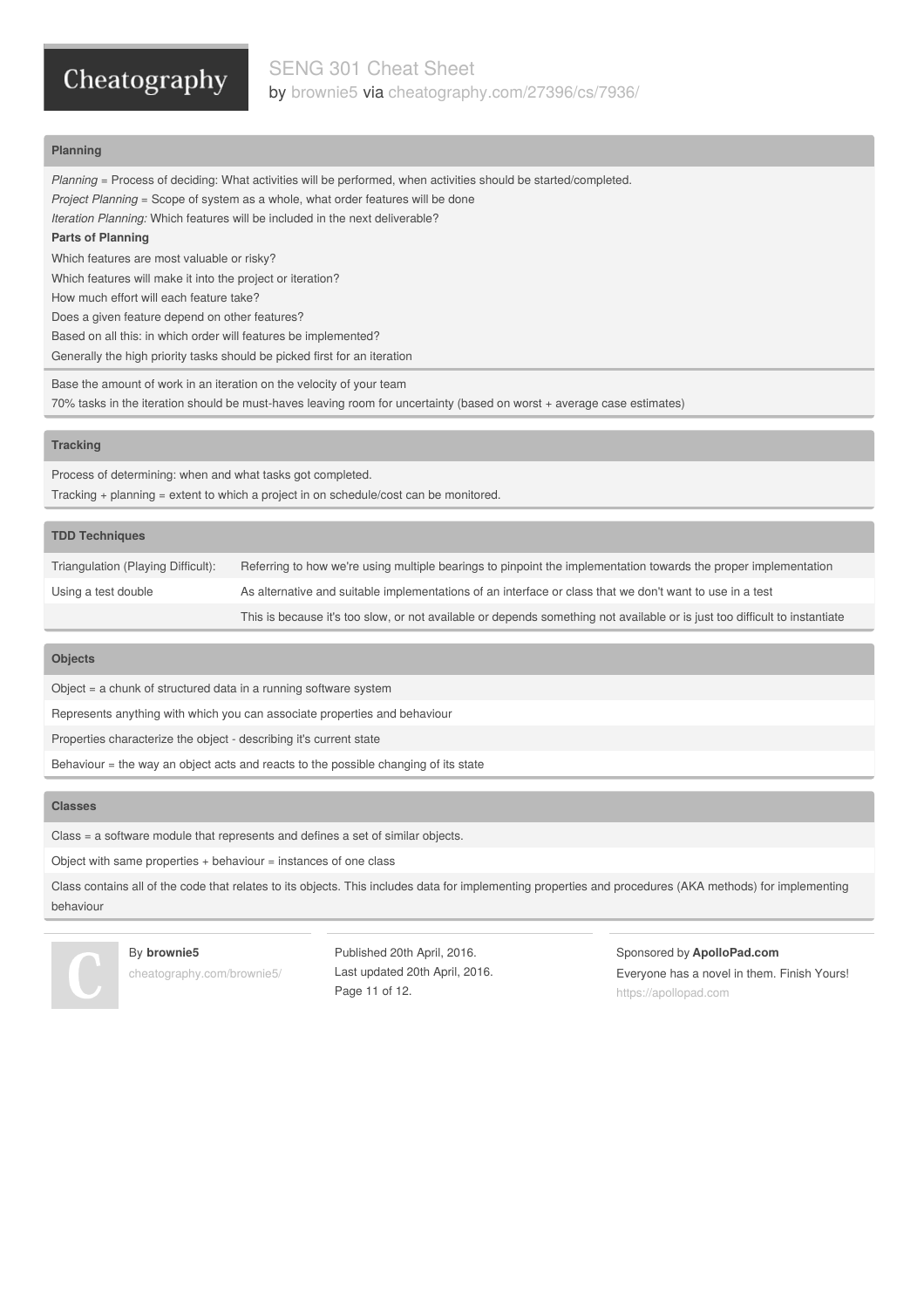## Planning

*Planning* = Process of deciding: What activities will be performed, when activities should be started/completed.

*Project Planning* = Scope of system as a whole, what order features will be done

*Iteration Planning:* Which features will be included in the next deliverable?

**Parts of Planning**

Which features are most valuable or risky?

Which features will make it into the project or iteration?

How much effort will each feature take?

Does a given feature depend on other features?

Based on all this: in which order will features be implemented?

Generally the high priority tasks should be picked first for an iteration

Base the amount of work in an iteration on the velocity of your team

70% tasks in the iteration should be must-haves leaving room for uncertainty (based on worst + average case estimates)

## Tracking

Process of determining: when and what tasks got completed.

Tracking + planning = extent to which a project in on schedule/cost can be monitored.

## TDD Techniques

| | |
|---|---|
| Triangulation (Playing Difficult): | Referring to how we're using multiple bearings to pinpoint the implementation towards the proper implementation |
| Using a test double | As alternative and suitable implementations of an interface or class that we don't want to use in a test |
| | This is because it's too slow, or not available or depends something not available or is just too difficult to instantiate |

## Objects

Object = a chunk of structured data in a running software system

Represents anything with which you can associate properties and behaviour

Properties characterize the object - describing it's current state

Behaviour = the way an object acts and reacts to the possible changing of its state

## Classes

Class = a software module that represents and defines a set of similar objects.

Object with same properties + behaviour = instances of one class

Class contains all of the code that relates to its objects. This includes data for implementing properties and procedures (AKA methods) for implementing behaviour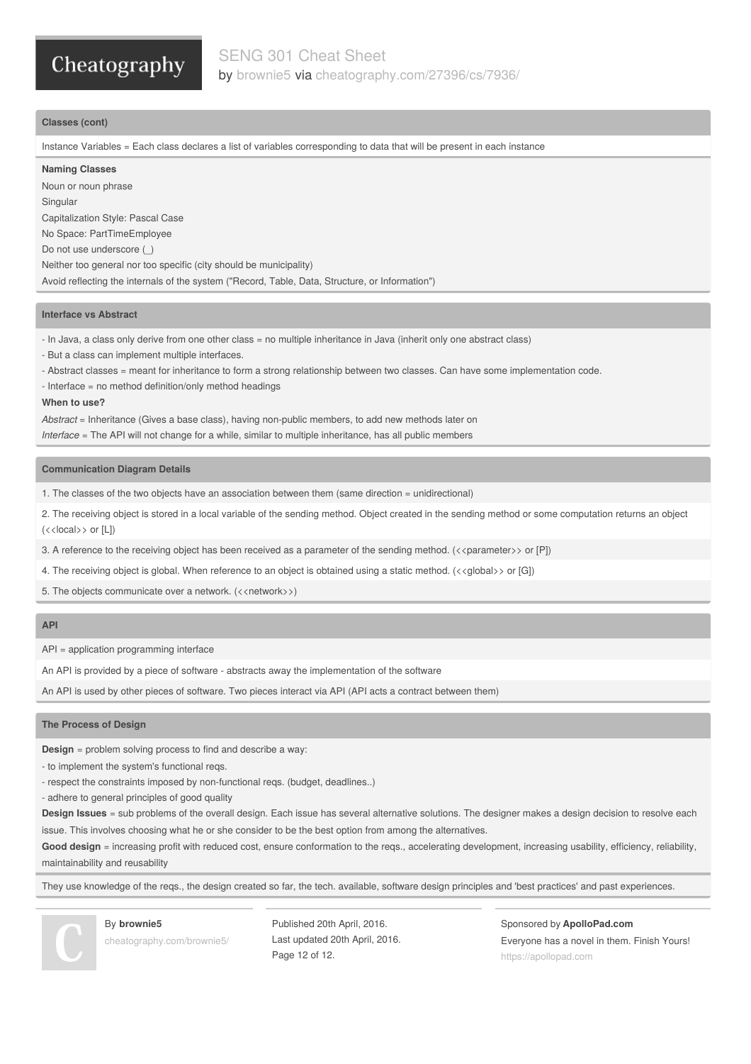## Classes (cont)

Instance Variables = Each class declares a list of variables corresponding to data that will be present in each instance

**Naming Classes**

Noun or noun phrase

Singular

Capitalization Style: Pascal Case

No Space: PartTimeEmployee

Do not use underscore (_)

Neither too general nor too specific (city should be municipality)

Avoid reflecting the internals of the system ("Record, Table, Data, Structure, or Information")

## Interface vs Abstract

- In Java, a class only derive from one other class = no multiple inheritance in Java (inherit only one abstract class)
- But a class can implement multiple interfaces.
- Abstract classes = meant for inheritance to form a strong relationship between two classes. Can have some implementation code.
- Interface = no method definition/only method headings

**When to use?**

*Abstract* = Inheritance (Gives a base class), having non-public members, to add new methods later on

*Interface* = The API will not change for a while, similar to multiple inheritance, has all public members

## Communication Diagram Details

1. The classes of the two objects have an association between them (same direction = unidirectional)
2. The receiving object is stored in a local variable of the sending method. Object created in the sending method or some computation returns an object (<<local>> or [L])
3. A reference to the receiving object has been received as a parameter of the sending method. (<<parameter>> or [P])
4. The receiving object is global. When reference to an object is obtained using a static method. (<<global>> or [G])
5. The objects communicate over a network. (<<network>>)

## API

API = application programming interface

An API is provided by a piece of software - abstracts away the implementation of the software

An API is used by other pieces of software. Two pieces interact via API (API acts a contract between them)

## The Process of Design

**Design** = problem solving process to find and describe a way:

- to implement the system's functional reqs.
- respect the constraints imposed by non-functional reqs. (budget, deadlines..)
- adhere to general principles of good quality

**Design Issues** = sub problems of the overall design. Each issue has several alternative solutions. The designer makes a design decision to resolve each issue. This involves choosing what he or she consider to be the best option from among the alternatives.

**Good design** = increasing profit with reduced cost, ensure conformation to the reqs., accelerating development, increasing usability, efficiency, reliability, maintainability and reusability

They use knowledge of the reqs., the design created so far, the tech. available, software design principles and 'best practices' and past experiences.